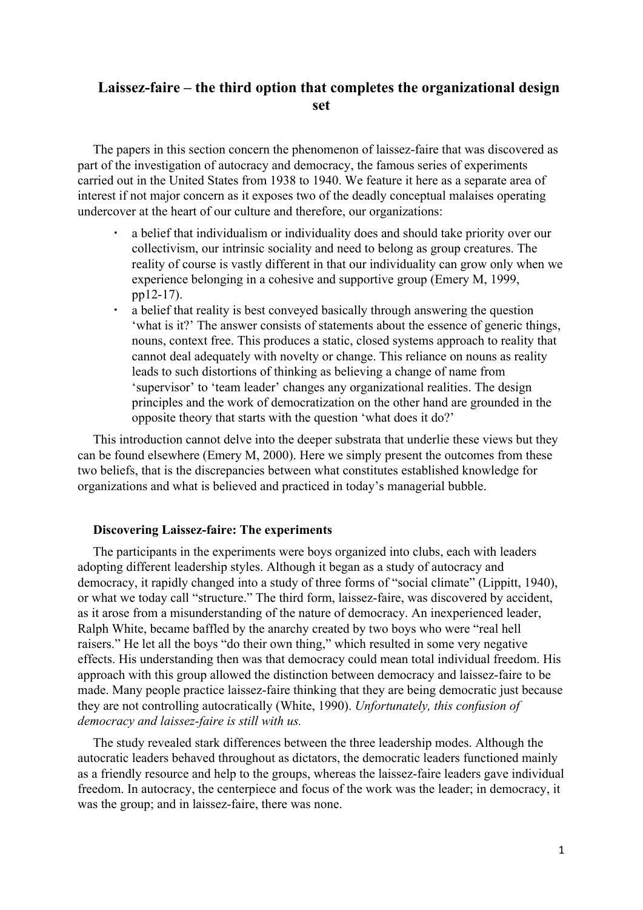# Laissez-faire – the third option that completes the organizational design set

The papers in this section concern the phenomenon of laissez-faire that was discovered as part of the investigation of autocracy and democracy, the famous series of experiments carried out in the United States from 1938 to 1940. We feature it here as a separate area of interest if not major concern as it exposes two of the deadly conceptual malaises operating undercover at the heart of our culture and therefore, our organizations:

- a belief that individualism or individuality does and should take priority over our collectivism, our intrinsic sociality and need to belong as group creatures. The reality of course is vastly different in that our individuality can grow only when we experience belonging in a cohesive and supportive group (Emery M, 1999, pp12-17).
- a belief that reality is best conveyed basically through answering the question 'what is it?' The answer consists of statements about the essence of generic things, nouns, context free. This produces a static, closed systems approach to reality that cannot deal adequately with novelty or change. This reliance on nouns as reality leads to such distortions of thinking as believing a change of name from 'supervisor' to 'team leader' changes any organizational realities. The design principles and the work of democratization on the other hand are grounded in the opposite theory that starts with the question 'what does it do?'

This introduction cannot delve into the deeper substrata that underlie these views but they can be found elsewhere (Emery M, 2000). Here we simply present the outcomes from these two beliefs, that is the discrepancies between what constitutes established knowledge for organizations and what is believed and practiced in today's managerial bubble.

### Discovering Laissez-faire: The experiments

The participants in the experiments were boys organized into clubs, each with leaders adopting different leadership styles. Although it began as a study of autocracy and democracy, it rapidly changed into a study of three forms of "social climate" (Lippitt, 1940), or what we today call "structure." The third form, laissez-faire, was discovered by accident, as it arose from a misunderstanding of the nature of democracy. An inexperienced leader, Ralph White, became baffled by the anarchy created by two boys who were "real hell raisers." He let all the boys "do their own thing," which resulted in some very negative effects. His understanding then was that democracy could mean total individual freedom. His approach with this group allowed the distinction between democracy and laissez-faire to be made. Many people practice laissez-faire thinking that they are being democratic just because they are not controlling autocratically (White, 1990). *Unfortunately, this confusion of democracy and laissez-faire is still with us.*

The study revealed stark differences between the three leadership modes. Although the autocratic leaders behaved throughout as dictators, the democratic leaders functioned mainly as a friendly resource and help to the groups, whereas the laissez-faire leaders gave individual freedom. In autocracy, the centerpiece and focus of the work was the leader; in democracy, it was the group; and in laissez-faire, there was none.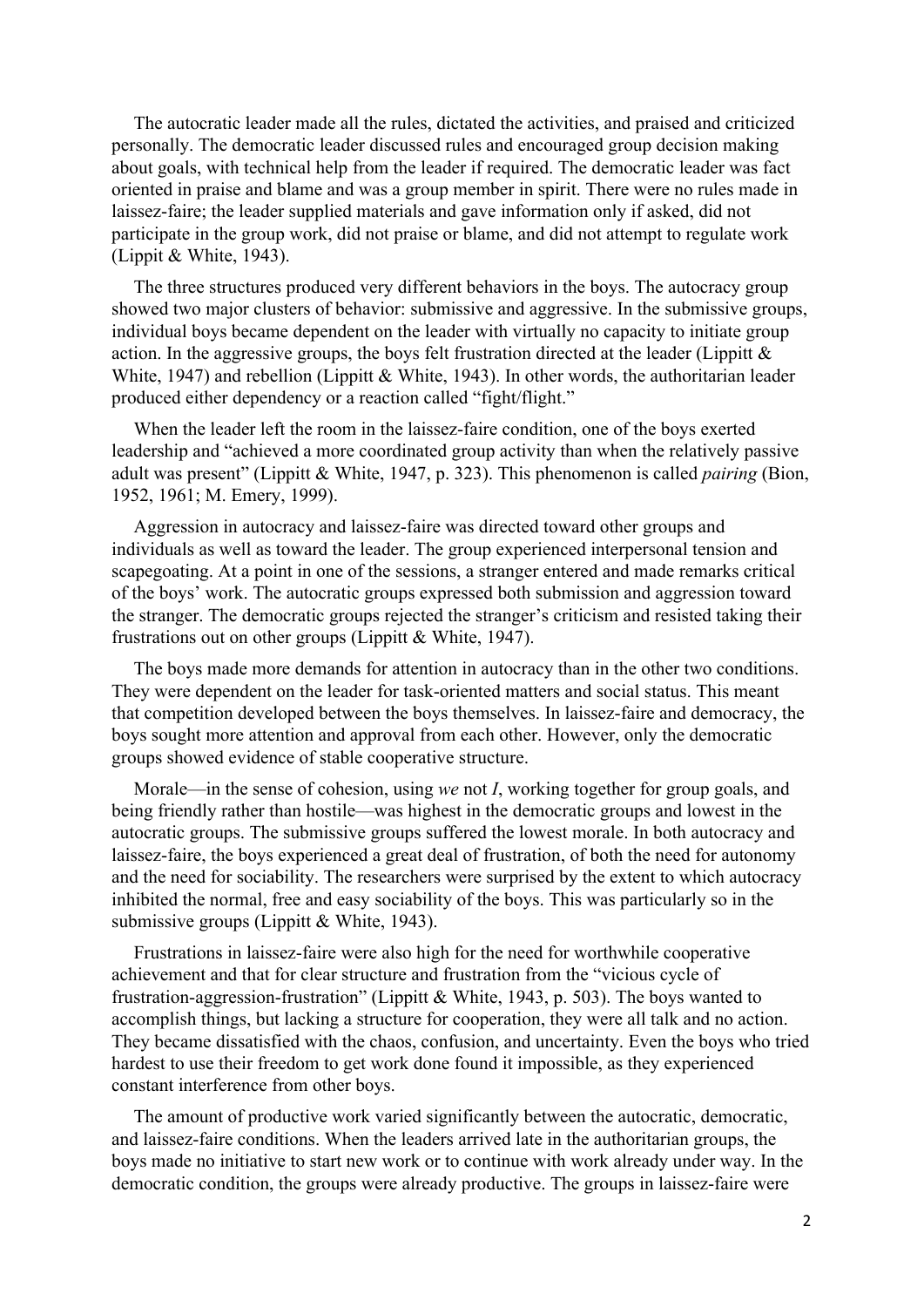The autocratic leader made all the rules, dictated the activities, and praised and criticized personally. The democratic leader discussed rules and encouraged group decision making about goals, with technical help from the leader if required. The democratic leader was fact oriented in praise and blame and was a group member in spirit. There were no rules made in laissez-faire; the leader supplied materials and gave information only if asked, did not participate in the group work, did not praise or blame, and did not attempt to regulate work (Lippit & White, 1943).

The three structures produced very different behaviors in the boys. The autocracy group showed two major clusters of behavior: submissive and aggressive. In the submissive groups, individual boys became dependent on the leader with virtually no capacity to initiate group action. In the aggressive groups, the boys felt frustration directed at the leader (Lippitt & White, 1947) and rebellion (Lippitt & White, 1943). In other words, the authoritarian leader produced either dependency or a reaction called "fight/flight."

When the leader left the room in the laissez-faire condition, one of the boys exerted leadership and "achieved a more coordinated group activity than when the relatively passive adult was present" (Lippitt & White, 1947, p. 323). This phenomenon is called *pairing* (Bion, 1952, 1961; M. Emery, 1999).

Aggression in autocracy and laissez-faire was directed toward other groups and individuals as well as toward the leader. The group experienced interpersonal tension and scapegoating. At a point in one of the sessions, a stranger entered and made remarks critical of the boys' work. The autocratic groups expressed both submission and aggression toward the stranger. The democratic groups rejected the stranger's criticism and resisted taking their frustrations out on other groups (Lippitt & White, 1947).

The boys made more demands for attention in autocracy than in the other two conditions. They were dependent on the leader for task-oriented matters and social status. This meant that competition developed between the boys themselves. In laissez-faire and democracy, the boys sought more attention and approval from each other. However, only the democratic groups showed evidence of stable cooperative structure.

Morale—in the sense of cohesion, using *we* not *I*, working together for group goals, and being friendly rather than hostile—was highest in the democratic groups and lowest in the autocratic groups. The submissive groups suffered the lowest morale. In both autocracy and laissez-faire, the boys experienced a great deal of frustration, of both the need for autonomy and the need for sociability. The researchers were surprised by the extent to which autocracy inhibited the normal, free and easy sociability of the boys. This was particularly so in the submissive groups (Lippitt & White, 1943).

Frustrations in laissez-faire were also high for the need for worthwhile cooperative achievement and that for clear structure and frustration from the "vicious cycle of frustration-aggression-frustration" (Lippitt & White, 1943, p. 503). The boys wanted to accomplish things, but lacking a structure for cooperation, they were all talk and no action. They became dissatisfied with the chaos, confusion, and uncertainty. Even the boys who tried hardest to use their freedom to get work done found it impossible, as they experienced constant interference from other boys.

The amount of productive work varied significantly between the autocratic, democratic, and laissez-faire conditions. When the leaders arrived late in the authoritarian groups, the boys made no initiative to start new work or to continue with work already under way. In the democratic condition, the groups were already productive. The groups in laissez-faire were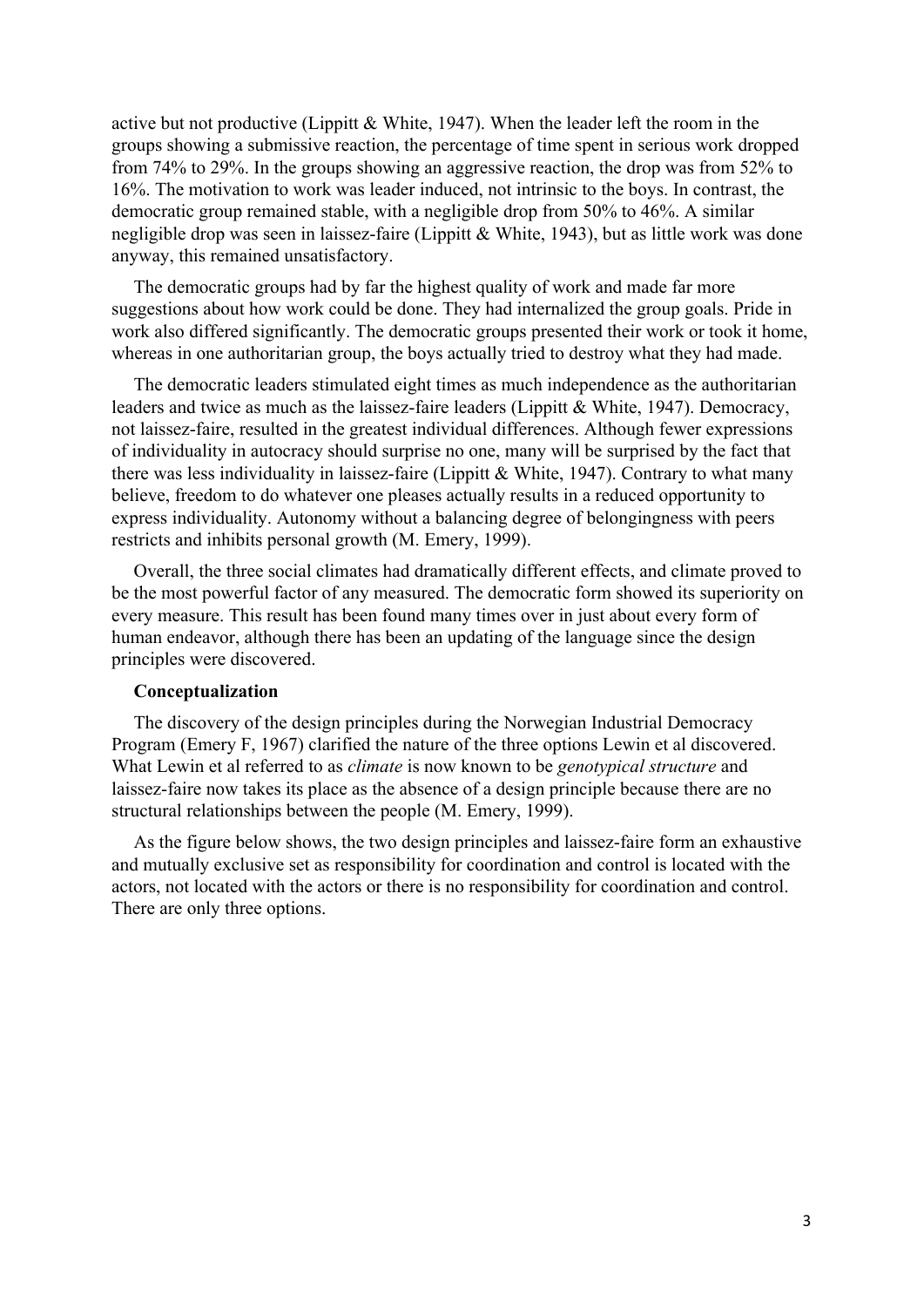active but not productive (Lippitt & White, 1947). When the leader left the room in the groups showing a submissive reaction, the percentage of time spent in serious work dropped from 74% to 29%. In the groups showing an aggressive reaction, the drop was from 52% to 16%. The motivation to work was leader induced, not intrinsic to the boys. In contrast, the democratic group remained stable, with a negligible drop from 50% to 46%. A similar negligible drop was seen in laissez-faire (Lippitt & White, 1943), but as little work was done anyway, this remained unsatisfactory.

The democratic groups had by far the highest quality of work and made far more suggestions about how work could be done. They had internalized the group goals. Pride in work also differed significantly. The democratic groups presented their work or took it home, whereas in one authoritarian group, the boys actually tried to destroy what they had made.

The democratic leaders stimulated eight times as much independence as the authoritarian leaders and twice as much as the laissez-faire leaders (Lippitt & White, 1947). Democracy, not laissez-faire, resulted in the greatest individual differences. Although fewer expressions of individuality in autocracy should surprise no one, many will be surprised by the fact that there was less individuality in laissez-faire (Lippitt & White, 1947). Contrary to what many believe, freedom to do whatever one pleases actually results in a reduced opportunity to express individuality. Autonomy without a balancing degree of belongingness with peers restricts and inhibits personal growth (M. Emery, 1999).

Overall, the three social climates had dramatically different effects, and climate proved to be the most powerful factor of any measured. The democratic form showed its superiority on every measure. This result has been found many times over in just about every form of human endeavor, although there has been an updating of the language since the design principles were discovered.

**Conceptualization**

The discovery of the design principles during the Norwegian Industrial Democracy Program (Emery F, 1967) clarified the nature of the three options Lewin et al discovered. What Lewin et al referred to as *climate* is now known to be *genotypical structure* and laissez-faire now takes its place as the absence of a design principle because there are no structural relationships between the people (M. Emery, 1999).

As the figure below shows, the two design principles and laissez-faire form an exhaustive and mutually exclusive set as responsibility for coordination and control is located with the actors, not located with the actors or there is no responsibility for coordination and control. There are only three options.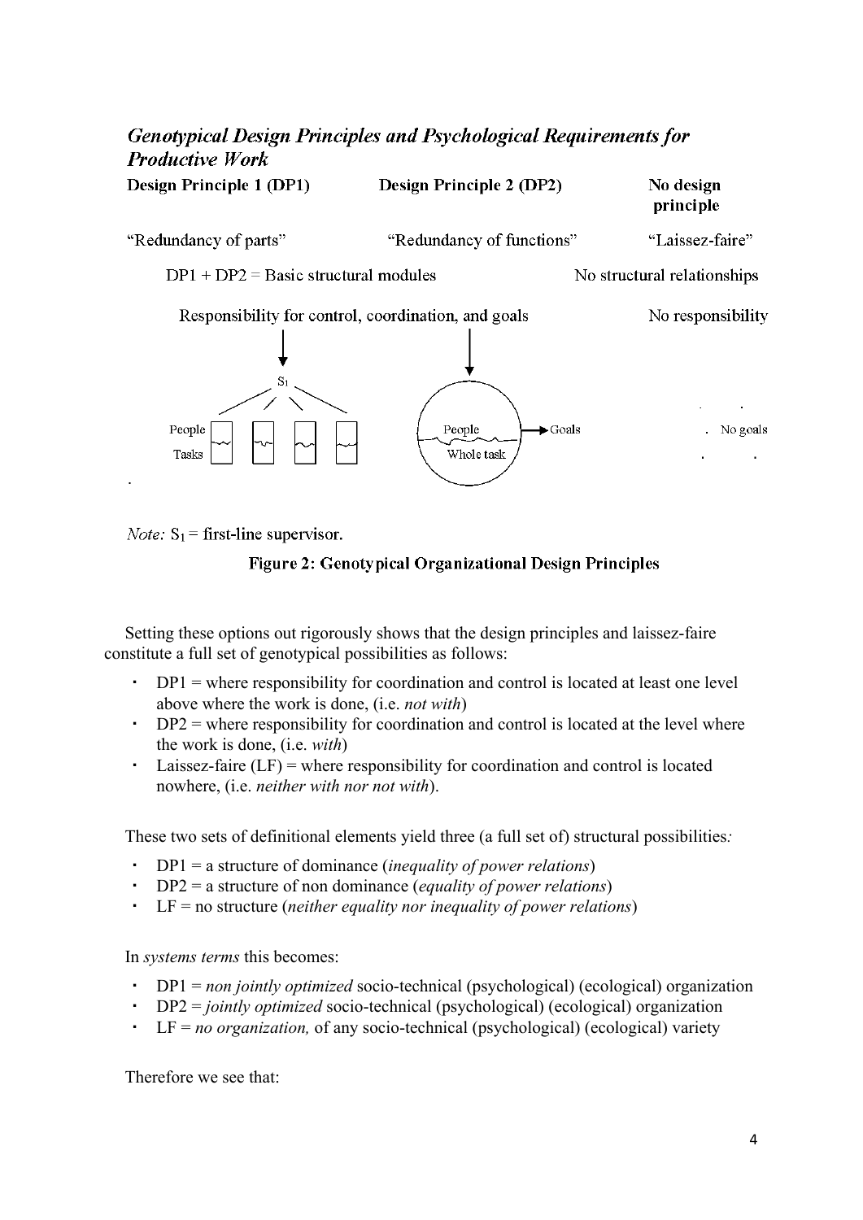### *Genotypical Design Principles and Psychological Requirements for Productive Work*

| **Design Principle 1 (DP1)** | **Design Principle 2 (DP2)** | **No design principle** |
|---|---|---|
| "Redundancy of parts" | "Redundancy of functions" | "Laissez-faire" |
| DP1 + DP2 = Basic structural modules | | No structural relationships |
| Responsibility for control, coordination, and goals | | No responsibility |

$S_1$

People Tasks

People Whole task → Goals

No goals

*Note:* $S_1$ = first-line supervisor.

**Figure 2: Genotypical Organizational Design Principles**

Setting these options out rigorously shows that the design principles and laissez-faire constitute a full set of genotypical possibilities as follows:

- DP1 = where responsibility for coordination and control is located at least one level above where the work is done, (i.e. *not with*)
- DP2 = where responsibility for coordination and control is located at the level where the work is done, (i.e. *with*)
- Laissez-faire (LF) = where responsibility for coordination and control is located nowhere, (i.e. *neither with nor not with*).

These two sets of definitional elements yield three (a full set of) structural possibilities*:*

- DP1 = a structure of dominance (*inequality of power relations*)
- DP2 = a structure of non dominance (*equality of power relations*)
- LF = no structure (*neither equality nor inequality of power relations*)

In *systems terms* this becomes:

- DP1 = *non jointly optimized* socio-technical (psychological) (ecological) organization
- DP2 = *jointly optimized* socio-technical (psychological) (ecological) organization
- LF = *no organization,* of any socio-technical (psychological) (ecological) variety

Therefore we see that: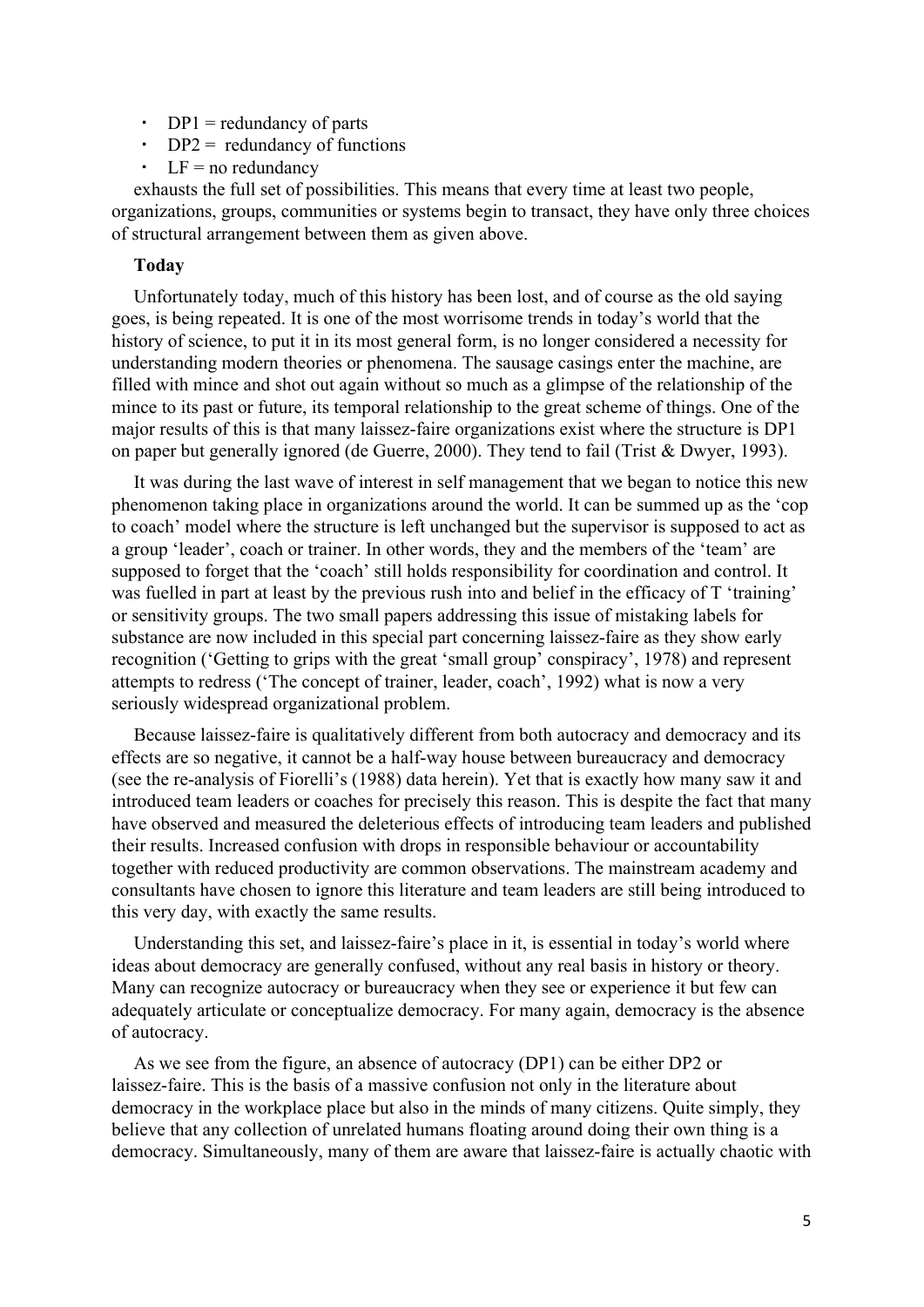- DP1 = redundancy of parts
- DP2 = redundancy of functions
- LF = no redundancy

exhausts the full set of possibilities. This means that every time at least two people, organizations, groups, communities or systems begin to transact, they have only three choices of structural arrangement between them as given above.

**Today**

Unfortunately today, much of this history has been lost, and of course as the old saying goes, is being repeated. It is one of the most worrisome trends in today's world that the history of science, to put it in its most general form, is no longer considered a necessity for understanding modern theories or phenomena. The sausage casings enter the machine, are filled with mince and shot out again without so much as a glimpse of the relationship of the mince to its past or future, its temporal relationship to the great scheme of things. One of the major results of this is that many laissez-faire organizations exist where the structure is DP1 on paper but generally ignored (de Guerre, 2000). They tend to fail (Trist & Dwyer, 1993).

It was during the last wave of interest in self management that we began to notice this new phenomenon taking place in organizations around the world. It can be summed up as the 'cop to coach' model where the structure is left unchanged but the supervisor is supposed to act as a group 'leader', coach or trainer. In other words, they and the members of the 'team' are supposed to forget that the 'coach' still holds responsibility for coordination and control. It was fuelled in part at least by the previous rush into and belief in the efficacy of T 'training' or sensitivity groups. The two small papers addressing this issue of mistaking labels for substance are now included in this special part concerning laissez-faire as they show early recognition ('Getting to grips with the great 'small group' conspiracy', 1978) and represent attempts to redress ('The concept of trainer, leader, coach', 1992) what is now a very seriously widespread organizational problem.

Because laissez-faire is qualitatively different from both autocracy and democracy and its effects are so negative, it cannot be a half-way house between bureaucracy and democracy (see the re-analysis of Fiorelli's (1988) data herein). Yet that is exactly how many saw it and introduced team leaders or coaches for precisely this reason. This is despite the fact that many have observed and measured the deleterious effects of introducing team leaders and published their results. Increased confusion with drops in responsible behaviour or accountability together with reduced productivity are common observations. The mainstream academy and consultants have chosen to ignore this literature and team leaders are still being introduced to this very day, with exactly the same results.

Understanding this set, and laissez-faire's place in it, is essential in today's world where ideas about democracy are generally confused, without any real basis in history or theory. Many can recognize autocracy or bureaucracy when they see or experience it but few can adequately articulate or conceptualize democracy. For many again, democracy is the absence of autocracy.

As we see from the figure, an absence of autocracy (DP1) can be either DP2 or laissez-faire. This is the basis of a massive confusion not only in the literature about democracy in the workplace place but also in the minds of many citizens. Quite simply, they believe that any collection of unrelated humans floating around doing their own thing is a democracy. Simultaneously, many of them are aware that laissez-faire is actually chaotic with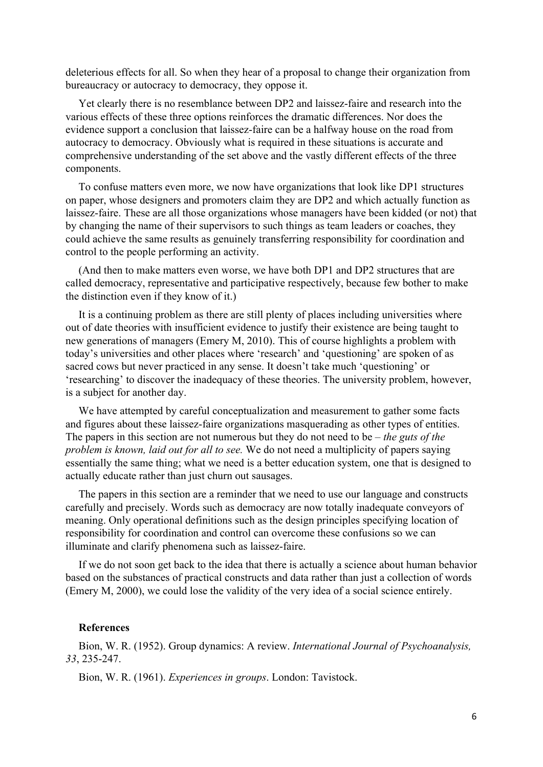deleterious effects for all. So when they hear of a proposal to change their organization from bureaucracy or autocracy to democracy, they oppose it.

Yet clearly there is no resemblance between DP2 and laissez-faire and research into the various effects of these three options reinforces the dramatic differences. Nor does the evidence support a conclusion that laissez-faire can be a halfway house on the road from autocracy to democracy. Obviously what is required in these situations is accurate and comprehensive understanding of the set above and the vastly different effects of the three components.

To confuse matters even more, we now have organizations that look like DP1 structures on paper, whose designers and promoters claim they are DP2 and which actually function as laissez-faire. These are all those organizations whose managers have been kidded (or not) that by changing the name of their supervisors to such things as team leaders or coaches, they could achieve the same results as genuinely transferring responsibility for coordination and control to the people performing an activity.

(And then to make matters even worse, we have both DP1 and DP2 structures that are called democracy, representative and participative respectively, because few bother to make the distinction even if they know of it.)

It is a continuing problem as there are still plenty of places including universities where out of date theories with insufficient evidence to justify their existence are being taught to new generations of managers (Emery M, 2010). This of course highlights a problem with today's universities and other places where 'research' and 'questioning' are spoken of as sacred cows but never practiced in any sense. It doesn't take much 'questioning' or 'researching' to discover the inadequacy of these theories. The university problem, however, is a subject for another day.

We have attempted by careful conceptualization and measurement to gather some facts and figures about these laissez-faire organizations masquerading as other types of entities. The papers in this section are not numerous but they do not need to be – *the guts of the problem is known, laid out for all to see.* We do not need a multiplicity of papers saying essentially the same thing; what we need is a better education system, one that is designed to actually educate rather than just churn out sausages.

The papers in this section are a reminder that we need to use our language and constructs carefully and precisely. Words such as democracy are now totally inadequate conveyors of meaning. Only operational definitions such as the design principles specifying location of responsibility for coordination and control can overcome these confusions so we can illuminate and clarify phenomena such as laissez-faire.

If we do not soon get back to the idea that there is actually a science about human behavior based on the substances of practical constructs and data rather than just a collection of words (Emery M, 2000), we could lose the validity of the very idea of a social science entirely.

**References**

Bion, W. R. (1952). Group dynamics: A review. *International Journal of Psychoanalysis, 33*, 235-247.

Bion, W. R. (1961). *Experiences in groups*. London: Tavistock.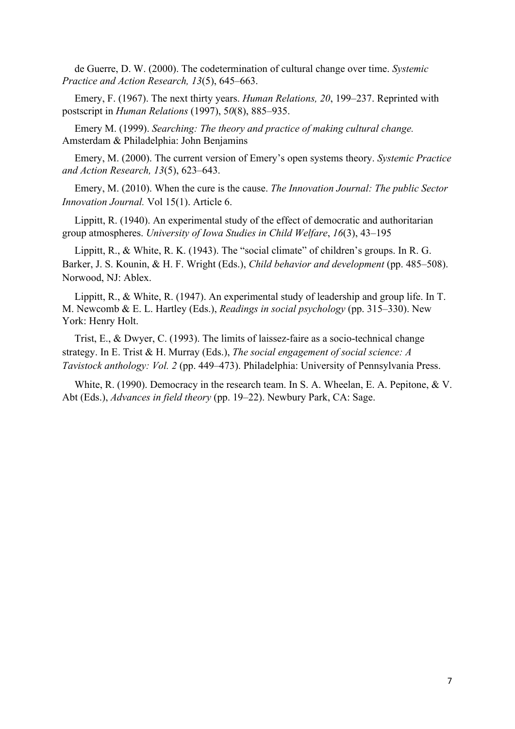de Guerre, D. W. (2000). The codetermination of cultural change over time. *Systemic Practice and Action Research, 13*(5), 645–663.

Emery, F. (1967). The next thirty years. *Human Relations, 20*, 199–237. Reprinted with postscript in *Human Relations* (1997), 5*0*(8), 885–935.

Emery M. (1999). *Searching: The theory and practice of making cultural change.* Amsterdam & Philadelphia: John Benjamins

Emery, M. (2000). The current version of Emery's open systems theory. *Systemic Practice and Action Research, 13*(5), 623–643.

Emery, M. (2010). When the cure is the cause. *The Innovation Journal: The public Sector Innovation Journal.* Vol 15(1). Article 6.

Lippitt, R. (1940). An experimental study of the effect of democratic and authoritarian group atmospheres. *University of Iowa Studies in Child Welfare*, *16*(3), 43–195

Lippitt, R., & White, R. K. (1943). The "social climate" of children's groups. In R. G. Barker, J. S. Kounin, & H. F. Wright (Eds.), *Child behavior and development* (pp. 485–508). Norwood, NJ: Ablex.

Lippitt, R., & White, R. (1947). An experimental study of leadership and group life. In T. M. Newcomb & E. L. Hartley (Eds.), *Readings in social psychology* (pp. 315–330). New York: Henry Holt.

Trist, E., & Dwyer, C. (1993). The limits of laissez-faire as a socio-technical change strategy. In E. Trist & H. Murray (Eds.), *The social engagement of social science: A Tavistock anthology: Vol. 2* (pp. 449–473). Philadelphia: University of Pennsylvania Press.

White, R. (1990). Democracy in the research team. In S. A. Wheelan, E. A. Pepitone, & V. Abt (Eds.), *Advances in field theory* (pp. 19–22). Newbury Park, CA: Sage.